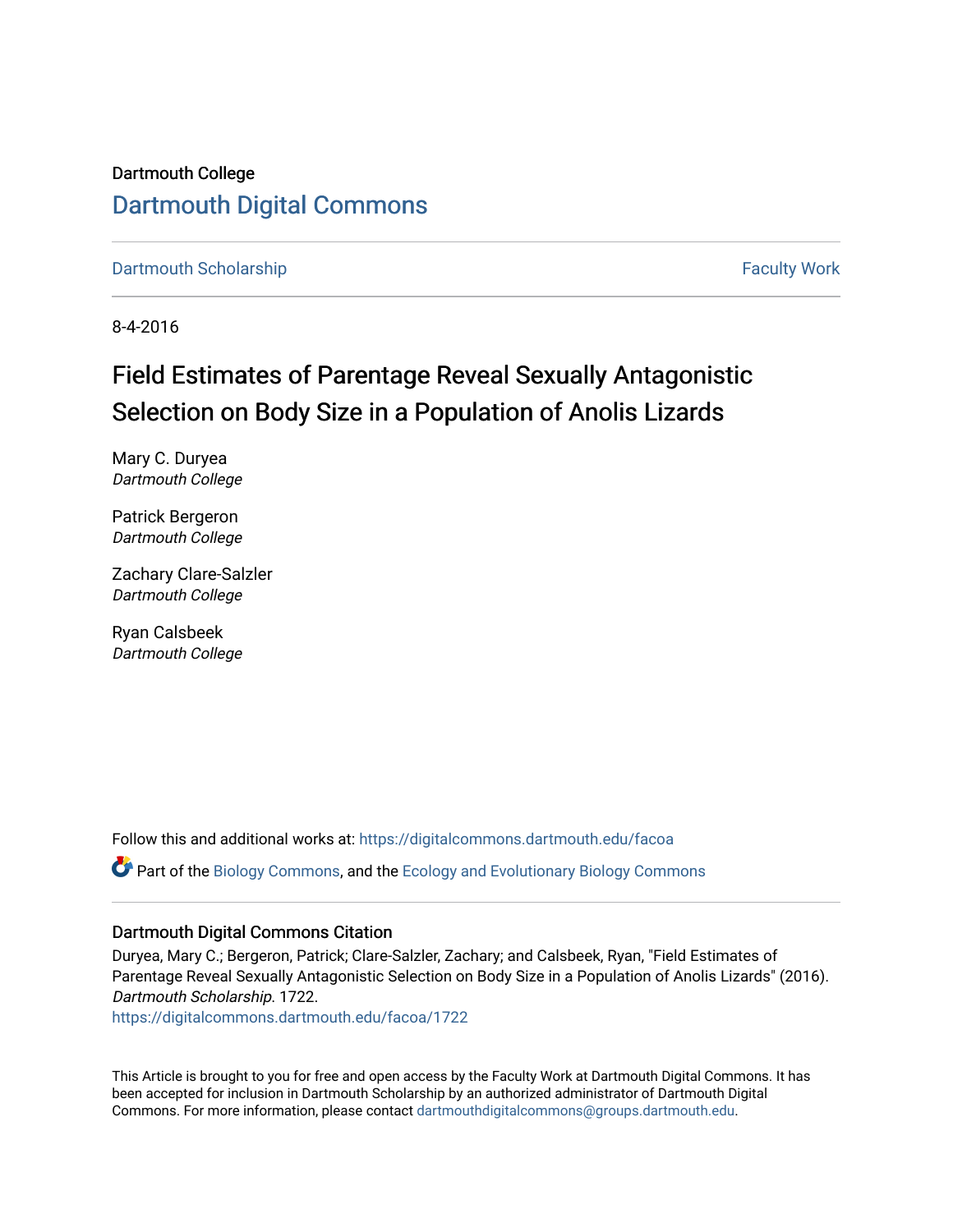Dartmouth College

# Dartmouth Digital Commons

Dartmouth Scholarship | Faculty Work

8-4-2016

# Field Estimates of Parentage Reveal Sexually Antagonistic Selection on Body Size in a Population of Anolis Lizards

Mary C. Duryea
*Dartmouth College*

Patrick Bergeron
*Dartmouth College*

Zachary Clare-Salzler
*Dartmouth College*

Ryan Calsbeek
*Dartmouth College*

Follow this and additional works at: https://digitalcommons.dartmouth.edu/facoa

Part of the Biology Commons, and the Ecology and Evolutionary Biology Commons

## Dartmouth Digital Commons Citation

Duryea, Mary C.; Bergeron, Patrick; Clare-Salzler, Zachary; and Calsbeek, Ryan, "Field Estimates of Parentage Reveal Sexually Antagonistic Selection on Body Size in a Population of Anolis Lizards" (2016). *Dartmouth Scholarship*. 1722.
https://digitalcommons.dartmouth.edu/facoa/1722

This Article is brought to you for free and open access by the Faculty Work at Dartmouth Digital Commons. It has been accepted for inclusion in Dartmouth Scholarship by an authorized administrator of Dartmouth Digital Commons. For more information, please contact dartmouthdigitalcommons@groups.dartmouth.edu.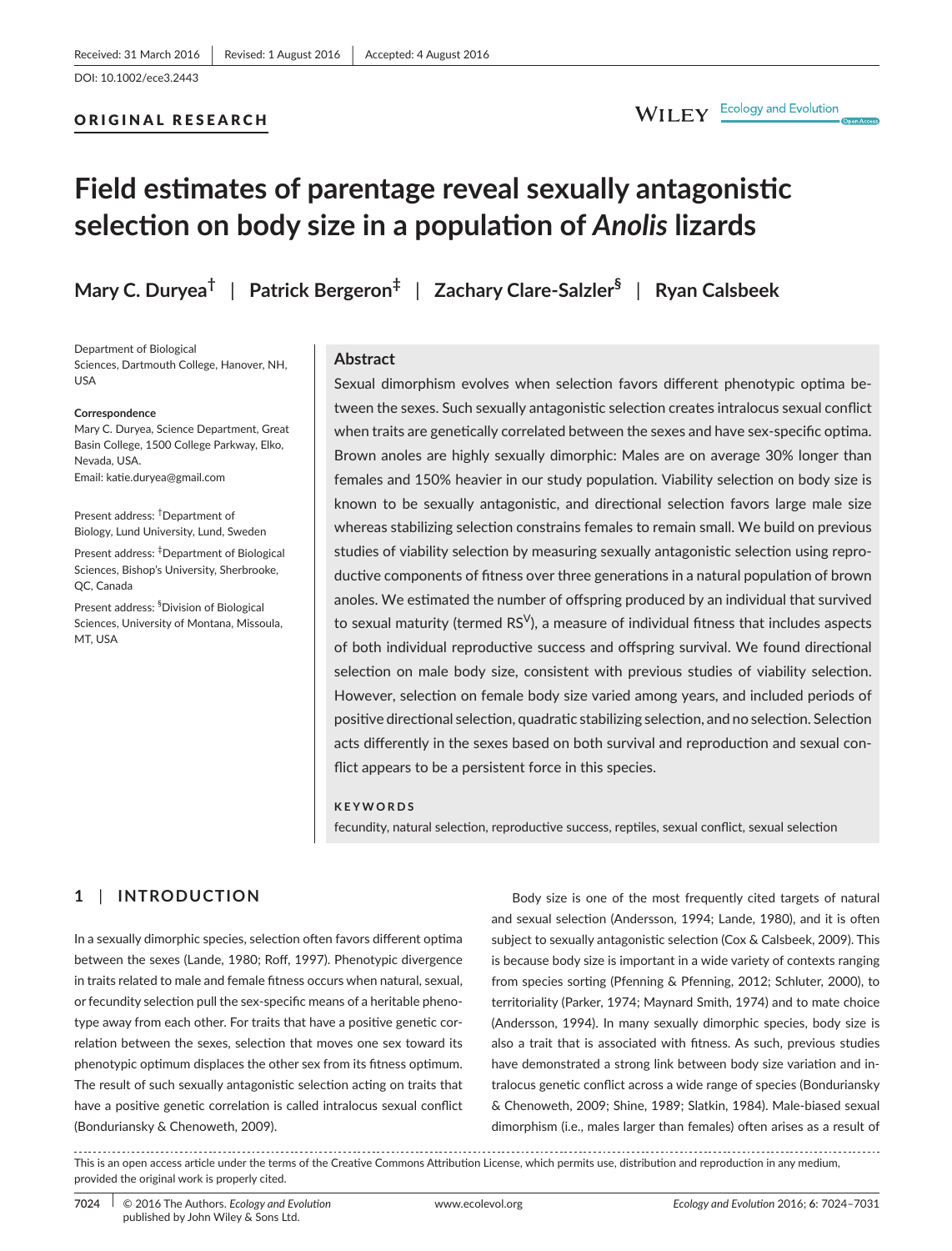Received: 31 March 2016 | Revised: 1 August 2016 | Accepted: 4 August 2016

DOI: 10.1002/ece3.2443

ORIGINAL RESEARCH

# Field estimates of parentage reveal sexually antagonistic selection on body size in a population of *Anolis* lizards

Mary C. Duryea[†] | Patrick Bergeron[‡] | Zachary Clare-Salzler[§] | Ryan Calsbeek

Department of Biological Sciences, Dartmouth College, Hanover, NH, USA

**Correspondence**
Mary C. Duryea, Science Department, Great Basin College, 1500 College Parkway, Elko, Nevada, USA.
Email: katie.duryea@gmail.com

Present address: [†]Department of Biology, Lund University, Lund, Sweden

Present address: [‡]Department of Biological Sciences, Bishop's University, Sherbrooke, QC, Canada

Present address: [§]Division of Biological Sciences, University of Montana, Missoula, MT, USA

## Abstract

Sexual dimorphism evolves when selection favors different phenotypic optima between the sexes. Such sexually antagonistic selection creates intralocus sexual conflict when traits are genetically correlated between the sexes and have sex-specific optima. Brown anoles are highly sexually dimorphic: Males are on average 30% longer than females and 150% heavier in our study population. Viability selection on body size is known to be sexually antagonistic, and directional selection favors large male size whereas stabilizing selection constrains females to remain small. We build on previous studies of viability selection by measuring sexually antagonistic selection using reproductive components of fitness over three generations in a natural population of brown anoles. We estimated the number of offspring produced by an individual that survived to sexual maturity (termed $RS^V$), a measure of individual fitness that includes aspects of both individual reproductive success and offspring survival. We found directional selection on male body size, consistent with previous studies of viability selection. However, selection on female body size varied among years, and included periods of positive directional selection, quadratic stabilizing selection, and no selection. Selection acts differently in the sexes based on both survival and reproduction and sexual conflict appears to be a persistent force in this species.

**KEYWORDS**

fecundity, natural selection, reproductive success, reptiles, sexual conflict, sexual selection

## 1 | INTRODUCTION

In a sexually dimorphic species, selection often favors different optima between the sexes (Lande, 1980; Roff, 1997). Phenotypic divergence in traits related to male and female fitness occurs when natural, sexual, or fecundity selection pull the sex-specific means of a heritable phenotype away from each other. For traits that have a positive genetic correlation between the sexes, selection that moves one sex toward its phenotypic optimum displaces the other sex from its fitness optimum. The result of such sexually antagonistic selection acting on traits that have a positive genetic correlation is called intralocus sexual conflict (Bonduriansky & Chenoweth, 2009).

Body size is one of the most frequently cited targets of natural and sexual selection (Andersson, 1994; Lande, 1980), and it is often subject to sexually antagonistic selection (Cox & Calsbeek, 2009). This is because body size is important in a wide variety of contexts ranging from species sorting (Pfenning & Pfenning, 2012; Schluter, 2000), to territoriality (Parker, 1974; Maynard Smith, 1974) and to mate choice (Andersson, 1994). In many sexually dimorphic species, body size is also a trait that is associated with fitness. As such, previous studies have demonstrated a strong link between body size variation and intralocus genetic conflict across a wide range of species (Bonduriansky & Chenoweth, 2009; Shine, 1989; Slatkin, 1984). Male-biased sexual dimorphism (i.e., males larger than females) often arises as a result of

This is an open access article under the terms of the Creative Commons Attribution License, which permits use, distribution and reproduction in any medium, provided the original work is properly cited.

© 2016 The Authors. *Ecology and Evolution* published by John Wiley & Sons Ltd.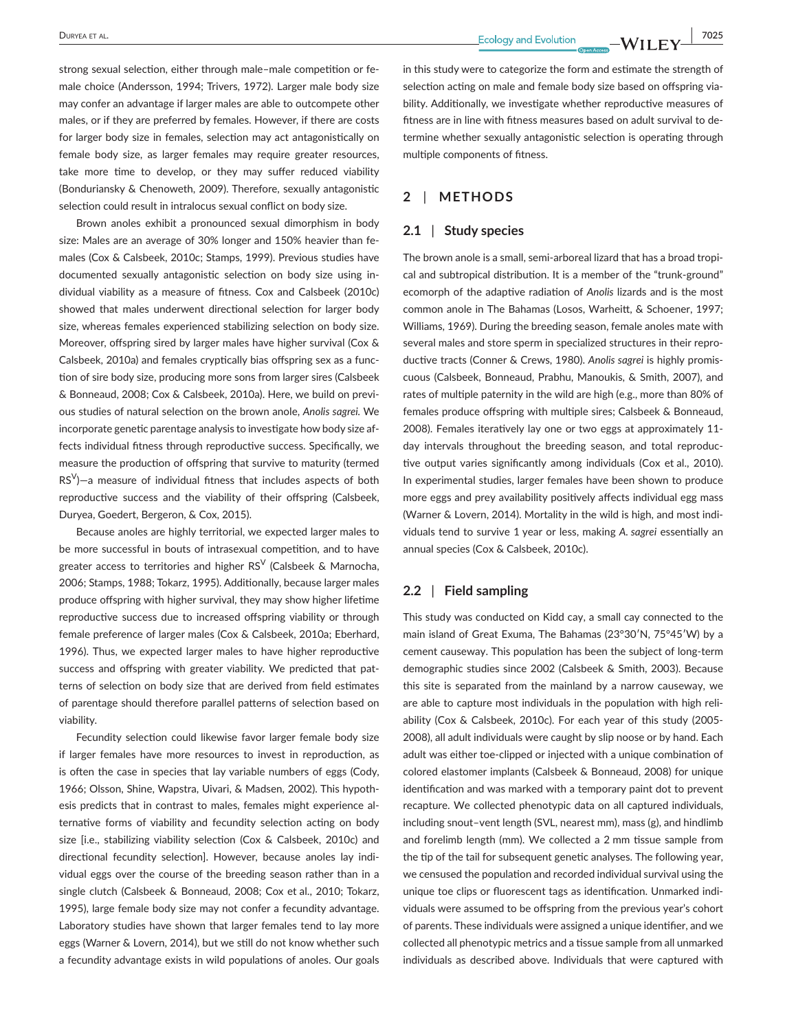strong sexual selection, either through male–male competition or female choice (Andersson, 1994; Trivers, 1972). Larger male body size may confer an advantage if larger males are able to outcompete other males, or if they are preferred by females. However, if there are costs for larger body size in females, selection may act antagonistically on female body size, as larger females may require greater resources, take more time to develop, or they may suffer reduced viability (Bonduriansky & Chenoweth, 2009). Therefore, sexually antagonistic selection could result in intralocus sexual conflict on body size.

Brown anoles exhibit a pronounced sexual dimorphism in body size: Males are an average of 30% longer and 150% heavier than females (Cox & Calsbeek, 2010c; Stamps, 1999). Previous studies have documented sexually antagonistic selection on body size using individual viability as a measure of fitness. Cox and Calsbeek (2010c) showed that males underwent directional selection for larger body size, whereas females experienced stabilizing selection on body size. Moreover, offspring sired by larger males have higher survival (Cox & Calsbeek, 2010a) and females cryptically bias offspring sex as a function of sire body size, producing more sons from larger sires (Calsbeek & Bonneaud, 2008; Cox & Calsbeek, 2010a). Here, we build on previous studies of natural selection on the brown anole, *Anolis sagrei.* We incorporate genetic parentage analysis to investigate how body size affects individual fitness through reproductive success. Specifically, we measure the production of offspring that survive to maturity (termed $RS^V$)—a measure of individual fitness that includes aspects of both reproductive success and the viability of their offspring (Calsbeek, Duryea, Goedert, Bergeron, & Cox, 2015).

Because anoles are highly territorial, we expected larger males to be more successful in bouts of intrasexual competition, and to have greater access to territories and higher $RS^V$ (Calsbeek & Marnocha, 2006; Stamps, 1988; Tokarz, 1995). Additionally, because larger males produce offspring with higher survival, they may show higher lifetime reproductive success due to increased offspring viability or through female preference of larger males (Cox & Calsbeek, 2010a; Eberhard, 1996). Thus, we expected larger males to have higher reproductive success and offspring with greater viability. We predicted that patterns of selection on body size that are derived from field estimates of parentage should therefore parallel patterns of selection based on viability.

Fecundity selection could likewise favor larger female body size if larger females have more resources to invest in reproduction, as is often the case in species that lay variable numbers of eggs (Cody, 1966; Olsson, Shine, Wapstra, Uivari, & Madsen, 2002). This hypothesis predicts that in contrast to males, females might experience alternative forms of viability and fecundity selection acting on body size [i.e., stabilizing viability selection (Cox & Calsbeek, 2010c) and directional fecundity selection]. However, because anoles lay individual eggs over the course of the breeding season rather than in a single clutch (Calsbeek & Bonneaud, 2008; Cox et al., 2010; Tokarz, 1995), large female body size may not confer a fecundity advantage. Laboratory studies have shown that larger females tend to lay more eggs (Warner & Lovern, 2014), but we still do not know whether such a fecundity advantage exists in wild populations of anoles. Our goals in this study were to categorize the form and estimate the strength of selection acting on male and female body size based on offspring viability. Additionally, we investigate whether reproductive measures of fitness are in line with fitness measures based on adult survival to determine whether sexually antagonistic selection is operating through multiple components of fitness.

## 2 | METHODS

### 2.1 | Study species

The brown anole is a small, semi-arboreal lizard that has a broad tropical and subtropical distribution. It is a member of the "trunk-ground" ecomorph of the adaptive radiation of *Anolis* lizards and is the most common anole in The Bahamas (Losos, Warheitt, & Schoener, 1997; Williams, 1969). During the breeding season, female anoles mate with several males and store sperm in specialized structures in their reproductive tracts (Conner & Crews, 1980). *Anolis sagrei* is highly promiscuous (Calsbeek, Bonneaud, Prabhu, Manoukis, & Smith, 2007), and rates of multiple paternity in the wild are high (e.g., more than 80% of females produce offspring with multiple sires; Calsbeek & Bonneaud, 2008). Females iteratively lay one or two eggs at approximately 11-day intervals throughout the breeding season, and total reproductive output varies significantly among individuals (Cox et al., 2010). In experimental studies, larger females have been shown to produce more eggs and prey availability positively affects individual egg mass (Warner & Lovern, 2014). Mortality in the wild is high, and most individuals tend to survive 1 year or less, making *A. sagrei* essentially an annual species (Cox & Calsbeek, 2010c).

### 2.2 | Field sampling

This study was conducted on Kidd cay, a small cay connected to the main island of Great Exuma, The Bahamas (23°30′N, 75°45′W) by a cement causeway. This population has been the subject of long-term demographic studies since 2002 (Calsbeek & Smith, 2003). Because this site is separated from the mainland by a narrow causeway, we are able to capture most individuals in the population with high reliability (Cox & Calsbeek, 2010c). For each year of this study (2005-2008), all adult individuals were caught by slip noose or by hand. Each adult was either toe-clipped or injected with a unique combination of colored elastomer implants (Calsbeek & Bonneaud, 2008) for unique identification and was marked with a temporary paint dot to prevent recapture. We collected phenotypic data on all captured individuals, including snout–vent length (SVL, nearest mm), mass (g), and hindlimb and forelimb length (mm). We collected a 2 mm tissue sample from the tip of the tail for subsequent genetic analyses. The following year, we censused the population and recorded individual survival using the unique toe clips or fluorescent tags as identification. Unmarked individuals were assumed to be offspring from the previous year's cohort of parents. These individuals were assigned a unique identifier, and we collected all phenotypic metrics and a tissue sample from all unmarked individuals as described above. Individuals that were captured with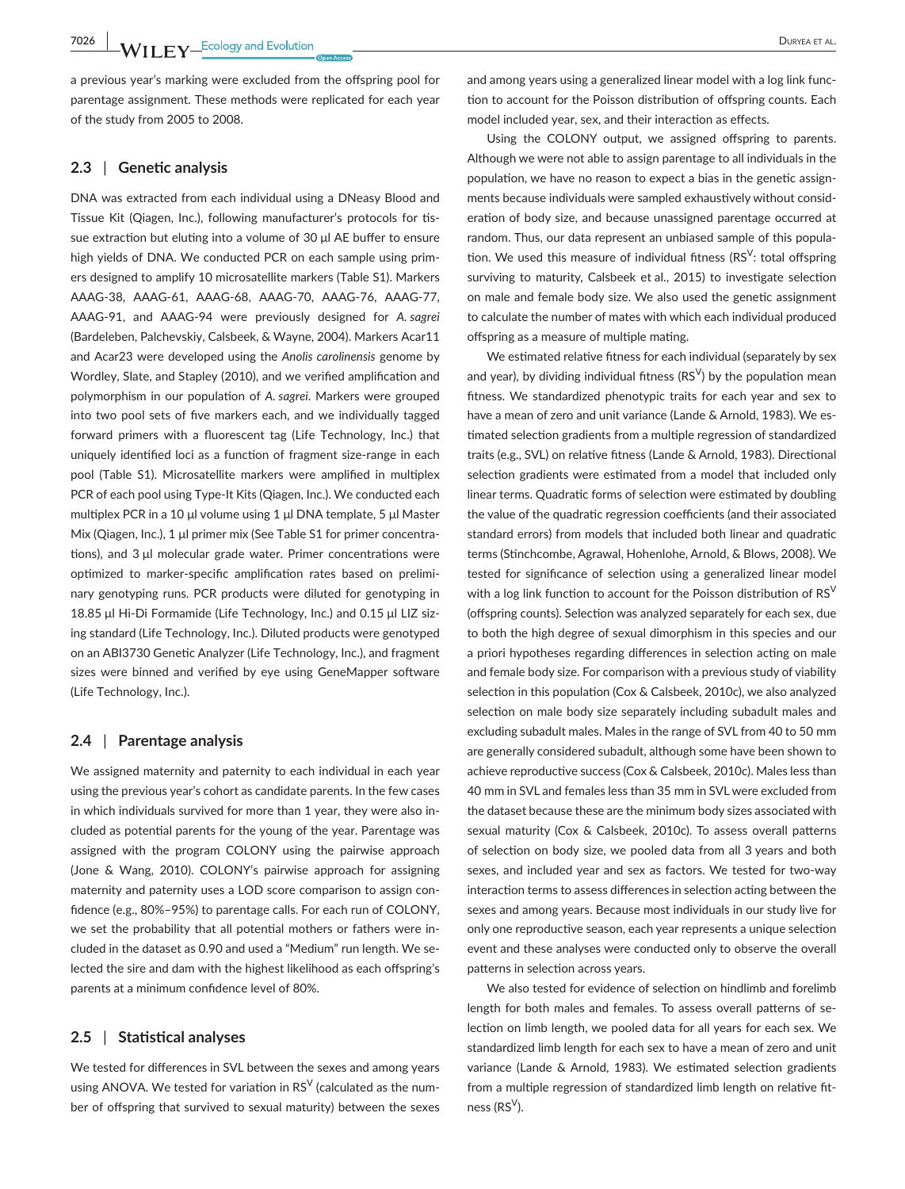a previous year's marking were excluded from the offspring pool for parentage assignment. These methods were replicated for each year of the study from 2005 to 2008.

## 2.3 | Genetic analysis

DNA was extracted from each individual using a DNeasy Blood and Tissue Kit (Qiagen, Inc.), following manufacturer's protocols for tissue extraction but eluting into a volume of 30 µl AE buffer to ensure high yields of DNA. We conducted PCR on each sample using primers designed to amplify 10 microsatellite markers (Table S1). Markers AAAG-38, AAAG-61, AAAG-68, AAAG-70, AAAG-76, AAAG-77, AAAG-91, and AAAG-94 were previously designed for *A. sagrei* (Bardeleben, Palchevskiy, Calsbeek, & Wayne, 2004). Markers Acar11 and Acar23 were developed using the *Anolis carolinensis* genome by Wordley, Slate, and Stapley (2010), and we verified amplification and polymorphism in our population of *A. sagrei*. Markers were grouped into two pool sets of five markers each, and we individually tagged forward primers with a fluorescent tag (Life Technology, Inc.) that uniquely identified loci as a function of fragment size-range in each pool (Table S1). Microsatellite markers were amplified in multiplex PCR of each pool using Type-It Kits (Qiagen, Inc.). We conducted each multiplex PCR in a 10 µl volume using 1 µl DNA template, 5 µl Master Mix (Qiagen, Inc.), 1 µl primer mix (See Table S1 for primer concentrations), and 3 µl molecular grade water. Primer concentrations were optimized to marker-specific amplification rates based on preliminary genotyping runs. PCR products were diluted for genotyping in 18.85 µl Hi-Di Formamide (Life Technology, Inc.) and 0.15 µl LIZ sizing standard (Life Technology, Inc.). Diluted products were genotyped on an ABI3730 Genetic Analyzer (Life Technology, Inc.), and fragment sizes were binned and verified by eye using GeneMapper software (Life Technology, Inc.).

## 2.4 | Parentage analysis

We assigned maternity and paternity to each individual in each year using the previous year's cohort as candidate parents. In the few cases in which individuals survived for more than 1 year, they were also included as potential parents for the young of the year. Parentage was assigned with the program COLONY using the pairwise approach (Jone & Wang, 2010). COLONY's pairwise approach for assigning maternity and paternity uses a LOD score comparison to assign confidence (e.g., 80%–95%) to parentage calls. For each run of COLONY, we set the probability that all potential mothers or fathers were included in the dataset as 0.90 and used a "Medium" run length. We selected the sire and dam with the highest likelihood as each offspring's parents at a minimum confidence level of 80%.

## 2.5 | Statistical analyses

We tested for differences in SVL between the sexes and among years using ANOVA. We tested for variation in $RS^V$ (calculated as the number of offspring that survived to sexual maturity) between the sexes and among years using a generalized linear model with a log link function to account for the Poisson distribution of offspring counts. Each model included year, sex, and their interaction as effects.

Using the COLONY output, we assigned offspring to parents. Although we were not able to assign parentage to all individuals in the population, we have no reason to expect a bias in the genetic assignments because individuals were sampled exhaustively without consideration of body size, and because unassigned parentage occurred at random. Thus, our data represent an unbiased sample of this population. We used this measure of individual fitness ($RS^V$: total offspring surviving to maturity, Calsbeek et al., 2015) to investigate selection on male and female body size. We also used the genetic assignment to calculate the number of mates with which each individual produced offspring as a measure of multiple mating.

We estimated relative fitness for each individual (separately by sex and year), by dividing individual fitness ($RS^V$) by the population mean fitness. We standardized phenotypic traits for each year and sex to have a mean of zero and unit variance (Lande & Arnold, 1983). We estimated selection gradients from a multiple regression of standardized traits (e.g., SVL) on relative fitness (Lande & Arnold, 1983). Directional selection gradients were estimated from a model that included only linear terms. Quadratic forms of selection were estimated by doubling the value of the quadratic regression coefficients (and their associated standard errors) from models that included both linear and quadratic terms (Stinchcombe, Agrawal, Hohenlohe, Arnold, & Blows, 2008). We tested for significance of selection using a generalized linear model with a log link function to account for the Poisson distribution of $RS^V$ (offspring counts). Selection was analyzed separately for each sex, due to both the high degree of sexual dimorphism in this species and our a priori hypotheses regarding differences in selection acting on male and female body size. For comparison with a previous study of viability selection in this population (Cox & Calsbeek, 2010c), we also analyzed selection on male body size separately including subadult males and excluding subadult males. Males in the range of SVL from 40 to 50 mm are generally considered subadult, although some have been shown to achieve reproductive success (Cox & Calsbeek, 2010c). Males less than 40 mm in SVL and females less than 35 mm in SVL were excluded from the dataset because these are the minimum body sizes associated with sexual maturity (Cox & Calsbeek, 2010c). To assess overall patterns of selection on body size, we pooled data from all 3 years and both sexes, and included year and sex as factors. We tested for two-way interaction terms to assess differences in selection acting between the sexes and among years. Because most individuals in our study live for only one reproductive season, each year represents a unique selection event and these analyses were conducted only to observe the overall patterns in selection across years.

We also tested for evidence of selection on hindlimb and forelimb length for both males and females. To assess overall patterns of selection on limb length, we pooled data for all years for each sex. We standardized limb length for each sex to have a mean of zero and unit variance (Lande & Arnold, 1983). We estimated selection gradients from a multiple regression of standardized limb length on relative fitness ($RS^V$).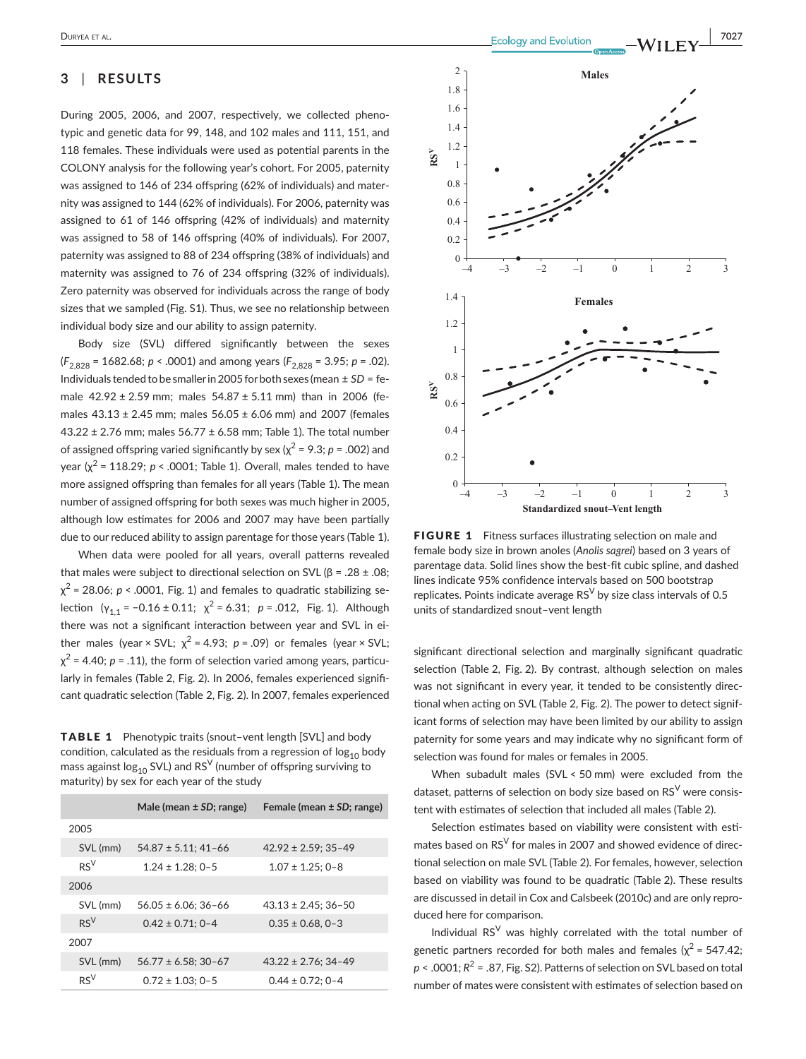## 3 | RESULTS

During 2005, 2006, and 2007, respectively, we collected phenotypic and genetic data for 99, 148, and 102 males and 111, 151, and 118 females. These individuals were used as potential parents in the COLONY analysis for the following year's cohort. For 2005, paternity was assigned to 146 of 234 offspring (62% of individuals) and maternity was assigned to 144 (62% of individuals). For 2006, paternity was assigned to 61 of 146 offspring (42% of individuals) and maternity was assigned to 58 of 146 offspring (40% of individuals). For 2007, paternity was assigned to 88 of 234 offspring (38% of individuals) and maternity was assigned to 76 of 234 offspring (32% of individuals). Zero paternity was observed for individuals across the range of body sizes that we sampled (Fig. S1). Thus, we see no relationship between individual body size and our ability to assign paternity.

Body size (SVL) differed significantly between the sexes ($F_{2,828}$ = 1682.68; $p$ < .0001) and among years ($F_{2,828}$ = 3.95; $p$ = .02). Individuals tended to be smaller in 2005 for both sexes (mean ± *SD* = female 42.92 ± 2.59 mm; males 54.87 ± 5.11 mm) than in 2006 (females 43.13 ± 2.45 mm; males 56.05 ± 6.06 mm) and 2007 (females 43.22 ± 2.76 mm; males 56.77 ± 6.58 mm; Table 1). The total number of assigned offspring varied significantly by sex ($\chi^2$ = 9.3; $p$ = .002) and year ($\chi^2$ = 118.29; $p$ < .0001; Table 1). Overall, males tended to have more assigned offspring than females for all years (Table 1). The mean number of assigned offspring for both sexes was much higher in 2005, although low estimates for 2006 and 2007 may have been partially due to our reduced ability to assign parentage for those years (Table 1).

When data were pooled for all years, overall patterns revealed that males were subject to directional selection on SVL (β = .28 ± .08; $\chi^2$ = 28.06; $p$ < .0001, Fig. 1) and females to quadratic stabilizing selection ($\gamma_{1,1}$ = −0.16 ± 0.11; $\chi^2$ = 6.31; $p$ = .012, Fig. 1). Although there was not a significant interaction between year and SVL in either males (year × SVL; $\chi^2$ = 4.93; $p$ = .09) or females (year × SVL; $\chi^2$ = 4.40; $p$ = .11), the form of selection varied among years, particularly in females (Table 2, Fig. 2). In 2006, females experienced significant quadratic selection (Table 2, Fig. 2). In 2007, females experienced significant directional selection and marginally significant quadratic selection (Table 2, Fig. 2). By contrast, although selection on males was not significant in every year, it tended to be consistently directional when acting on SVL (Table 2, Fig. 2). The power to detect significant forms of selection may have been limited by our ability to assign paternity for some years and may indicate why no significant form of selection was found for males or females in 2005.

When subadult males (SVL < 50 mm) were excluded from the dataset, patterns of selection on body size based on $RS^V$ were consistent with estimates of selection that included all males (Table 2).

Selection estimates based on viability were consistent with estimates based on $RS^V$ for males in 2007 and showed evidence of directional selection on male SVL (Table 2). For females, however, selection based on viability was found to be quadratic (Table 2). These results are discussed in detail in Cox and Calsbeek (2010c) and are only reproduced here for comparison.

Individual $RS^V$ was highly correlated with the total number of genetic partners recorded for both males and females ($\chi^2$ = 547.42; $p$ < .0001; $R^2$ = .87, Fig. S2). Patterns of selection on SVL based on total number of mates were consistent with estimates of selection based on

Males

RS^V

0
0.2
0.4
0.6
0.8
1
1.2
1.4
1.6
1.8
2

−4 −3 −2 −1 0 1 2 3

Females

RS^V

0
0.2
0.4
0.6
0.8
1
1.2
1.4

−4 −3 −2 −1 0 1 2 3

Standardized snout–Vent length

**FIGURE 1** Fitness surfaces illustrating selection on male and female body size in brown anoles (*Anolis sagrei*) based on 3 years of parentage data. Solid lines show the best-fit cubic spline, and dashed lines indicate 95% confidence intervals based on 500 bootstrap replicates. Points indicate average $RS^V$ by size class intervals of 0.5 units of standardized snout–vent length

**TABLE 1** Phenotypic traits (snout–vent length [SVL] and body condition, calculated as the residuals from a regression of $\log_{10}$ body mass against $\log_{10}$ SVL) and $RS^V$ (number of offspring surviving to maturity) by sex for each year of the study

| | Male (mean ± *SD*; range) | Female (mean ± *SD*; range) |
|---|---|---|
| 2005 | | |
| SVL (mm) | 54.87 ± 5.11; 41–66 | 42.92 ± 2.59; 35–49 |
| $RS^V$ | 1.24 ± 1.28; 0–5 | 1.07 ± 1.25; 0–8 |
| 2006 | | |
| SVL (mm) | 56.05 ± 6.06; 36–66 | 43.13 ± 2.45; 36–50 |
| $RS^V$ | 0.42 ± 0.71; 0–4 | 0.35 ± 0.68, 0–3 |
| 2007 | | |
| SVL (mm) | 56.77 ± 6.58; 30–67 | 43.22 ± 2.76; 34–49 |
| $RS^V$ | 0.72 ± 1.03; 0–5 | 0.44 ± 0.72; 0–4 |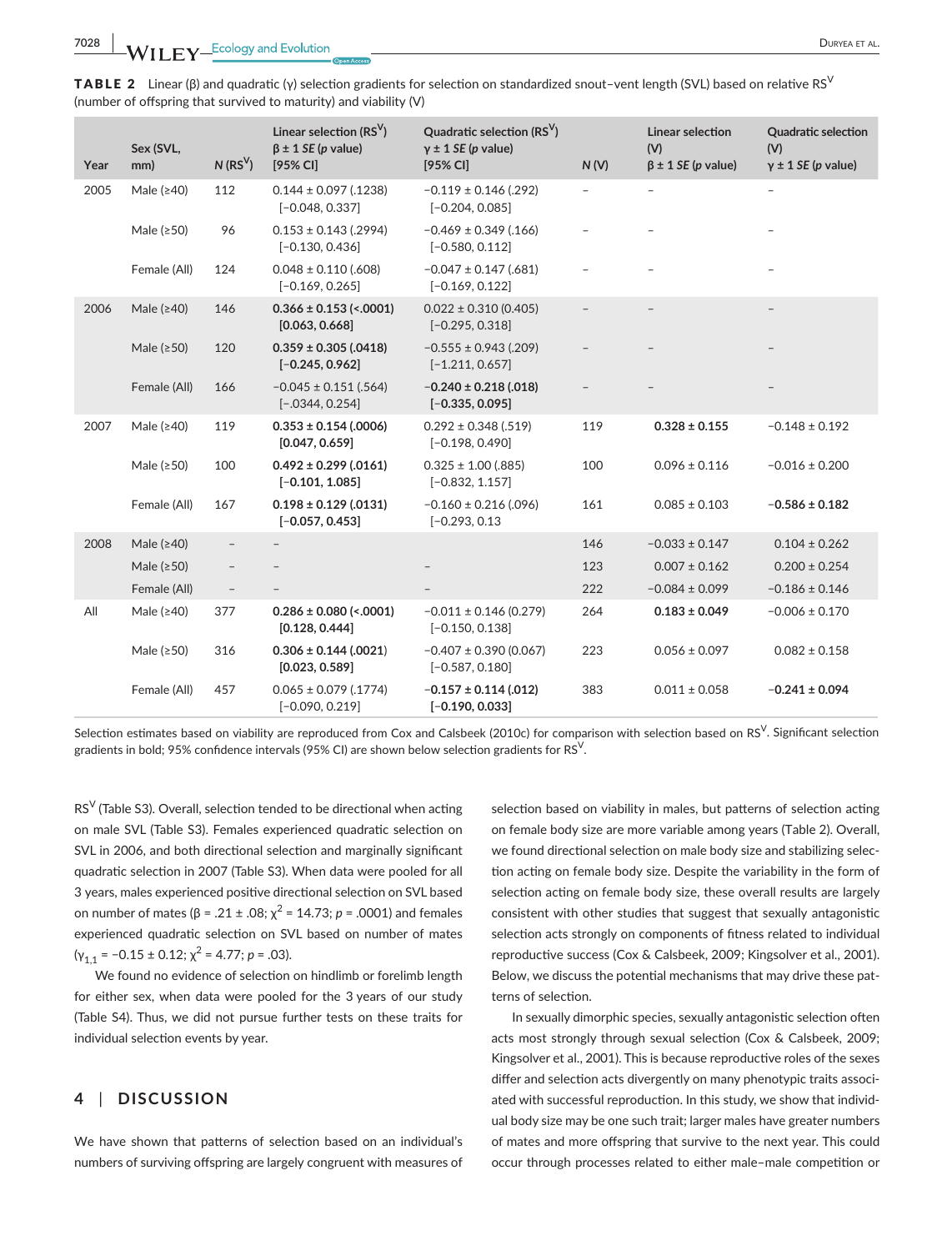**TABLE 2** Linear (β) and quadratic (γ) selection gradients for selection on standardized snout–vent length (SVL) based on relative $RS^V$ (number of offspring that survived to maturity) and viability (V)

| Year | Sex (SVL, mm) | $N$ ($RS^V$) | Linear selection ($RS^V$) β ± 1 *SE* (*p* value) [95% CI] | Quadratic selection ($RS^V$) γ ± 1 *SE* (*p* value) [95% CI] | $N$ (V) | Linear selection (V) β ± 1 *SE* (*p* value) | Quadratic selection (V) γ ± 1 *SE* (*p* value) |
|---|---|---|---|---|---|---|---|
| 2005 | Male (≥40) | 112 | 0.144 ± 0.097 (.1238) [−0.048, 0.337] | −0.119 ± 0.146 (.292) [−0.204, 0.085] | – | – | – |
| | Male (≥50) | 96 | 0.153 ± 0.143 (.2994) [−0.130, 0.436] | −0.469 ± 0.349 (.166) [−0.580, 0.112] | – | – | – |
| | Female (All) | 124 | 0.048 ± 0.110 (.608) [−0.169, 0.265] | −0.047 ± 0.147 (.681) [−0.169, 0.122] | – | – | – |
| 2006 | Male (≥40) | 146 | **0.366 ± 0.153 (<.0001) [0.063, 0.668]** | 0.022 ± 0.310 (0.405) [−0.295, 0.318] | – | – | – |
| | Male (≥50) | 120 | **0.359 ± 0.305 (.0418) [−0.245, 0.962]** | −0.555 ± 0.943 (.209) [−1.211, 0.657] | – | – | – |
| | Female (All) | 166 | −0.045 ± 0.151 (.564) [−.0344, 0.254] | **−0.240 ± 0.218 (.018) [−0.335, 0.095]** | – | – | – |
| 2007 | Male (≥40) | 119 | **0.353 ± 0.154 (.0006) [0.047, 0.659]** | 0.292 ± 0.348 (.519) [−0.198, 0.490] | 119 | **0.328 ± 0.155** | −0.148 ± 0.192 |
| | Male (≥50) | 100 | **0.492 ± 0.299 (.0161) [−0.101, 1.085]** | 0.325 ± 1.00 (.885) [−0.832, 1.157] | 100 | 0.096 ± 0.116 | −0.016 ± 0.200 |
| | Female (All) | 167 | **0.198 ± 0.129 (.0131) [−0.057, 0.453]** | −0.160 ± 0.216 (.096) [−0.293, 0.13 | 161 | 0.085 ± 0.103 | **−0.586 ± 0.182** |
| 2008 | Male (≥40) | – | – | | 146 | −0.033 ± 0.147 | 0.104 ± 0.262 |
| | Male (≥50) | – | – | – | 123 | 0.007 ± 0.162 | 0.200 ± 0.254 |
| | Female (All) | – | – | – | 222 | −0.084 ± 0.099 | −0.186 ± 0.146 |
| All | Male (≥40) | 377 | **0.286 ± 0.080 (<.0001) [0.128, 0.444]** | −0.011 ± 0.146 (0.279) [−0.150, 0.138] | 264 | **0.183 ± 0.049** | −0.006 ± 0.170 |
| | Male (≥50) | 316 | **0.306 ± 0.144 (.0021) [0.023, 0.589]** | −0.407 ± 0.390 (0.067) [−0.587, 0.180] | 223 | 0.056 ± 0.097 | 0.082 ± 0.158 |
| | Female (All) | 457 | 0.065 ± 0.079 (.1774) [−0.090, 0.219] | **−0.157 ± 0.114 (.012) [−0.190, 0.033]** | 383 | 0.011 ± 0.058 | **−0.241 ± 0.094** |

Selection estimates based on viability are reproduced from Cox and Calsbeek (2010c) for comparison with selection based on $RS^V$. Significant selection gradients in bold; 95% confidence intervals (95% CI) are shown below selection gradients for $RS^V$.

$RS^V$ (Table S3). Overall, selection tended to be directional when acting on male SVL (Table S3). Females experienced quadratic selection on SVL in 2006, and both directional selection and marginally significant quadratic selection in 2007 (Table S3). When data were pooled for all 3 years, males experienced positive directional selection on SVL based on number of mates ($\beta = .21 \pm .08$; $\chi^2 = 14.73$; $p = .0001$) and females experienced quadratic selection on SVL based on number of mates ($\gamma_{1,1} = -0.15 \pm 0.12$; $\chi^2 = 4.77$; $p = .03$).

We found no evidence of selection on hindlimb or forelimb length for either sex, when data were pooled for the 3 years of our study (Table S4). Thus, we did not pursue further tests on these traits for individual selection events by year.

## 4 | DISCUSSION

We have shown that patterns of selection based on an individual's numbers of surviving offspring are largely congruent with measures of selection based on viability in males, but patterns of selection acting on female body size are more variable among years (Table 2). Overall, we found directional selection on male body size and stabilizing selection acting on female body size. Despite the variability in the form of selection acting on female body size, these overall results are largely consistent with other studies that suggest that sexually antagonistic selection acts strongly on components of fitness related to individual reproductive success (Cox & Calsbeek, 2009; Kingsolver et al., 2001). Below, we discuss the potential mechanisms that may drive these patterns of selection.

In sexually dimorphic species, sexually antagonistic selection often acts most strongly through sexual selection (Cox & Calsbeek, 2009; Kingsolver et al., 2001). This is because reproductive roles of the sexes differ and selection acts divergently on many phenotypic traits associated with successful reproduction. In this study, we show that individual body size may be one such trait; larger males have greater numbers of mates and more offspring that survive to the next year. This could occur through processes related to either male–male competition or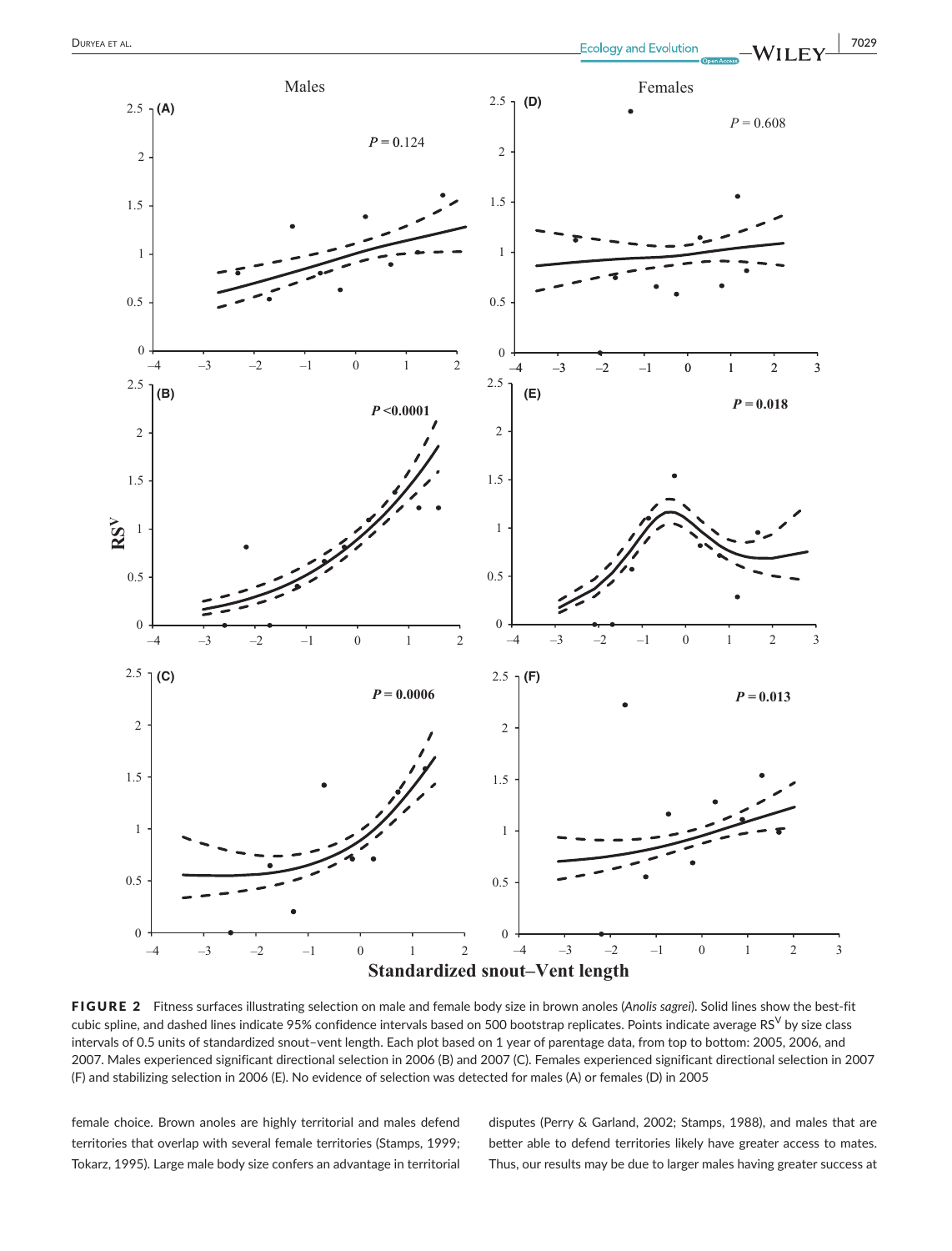Males

Females

(A)

P = 0.124

(D)

P = 0.608

(B)

P <0.0001

(E)

P = 0.018

(C)

P = 0.0006

(F)

P = 0.013

$RS^V$

Standardized snout–Vent length

**FIGURE 2** Fitness surfaces illustrating selection on male and female body size in brown anoles (*Anolis sagrei*). Solid lines show the best-fit cubic spline, and dashed lines indicate 95% confidence intervals based on 500 bootstrap replicates. Points indicate average $RS^V$ by size class intervals of 0.5 units of standardized snout–vent length. Each plot based on 1 year of parentage data, from top to bottom: 2005, 2006, and 2007. Males experienced significant directional selection in 2006 (B) and 2007 (C). Females experienced significant directional selection in 2007 (F) and stabilizing selection in 2006 (E). No evidence of selection was detected for males (A) or females (D) in 2005

female choice. Brown anoles are highly territorial and males defend territories that overlap with several female territories (Stamps, 1999; Tokarz, 1995). Large male body size confers an advantage in territorial disputes (Perry & Garland, 2002; Stamps, 1988), and males that are better able to defend territories likely have greater access to mates. Thus, our results may be due to larger males having greater success at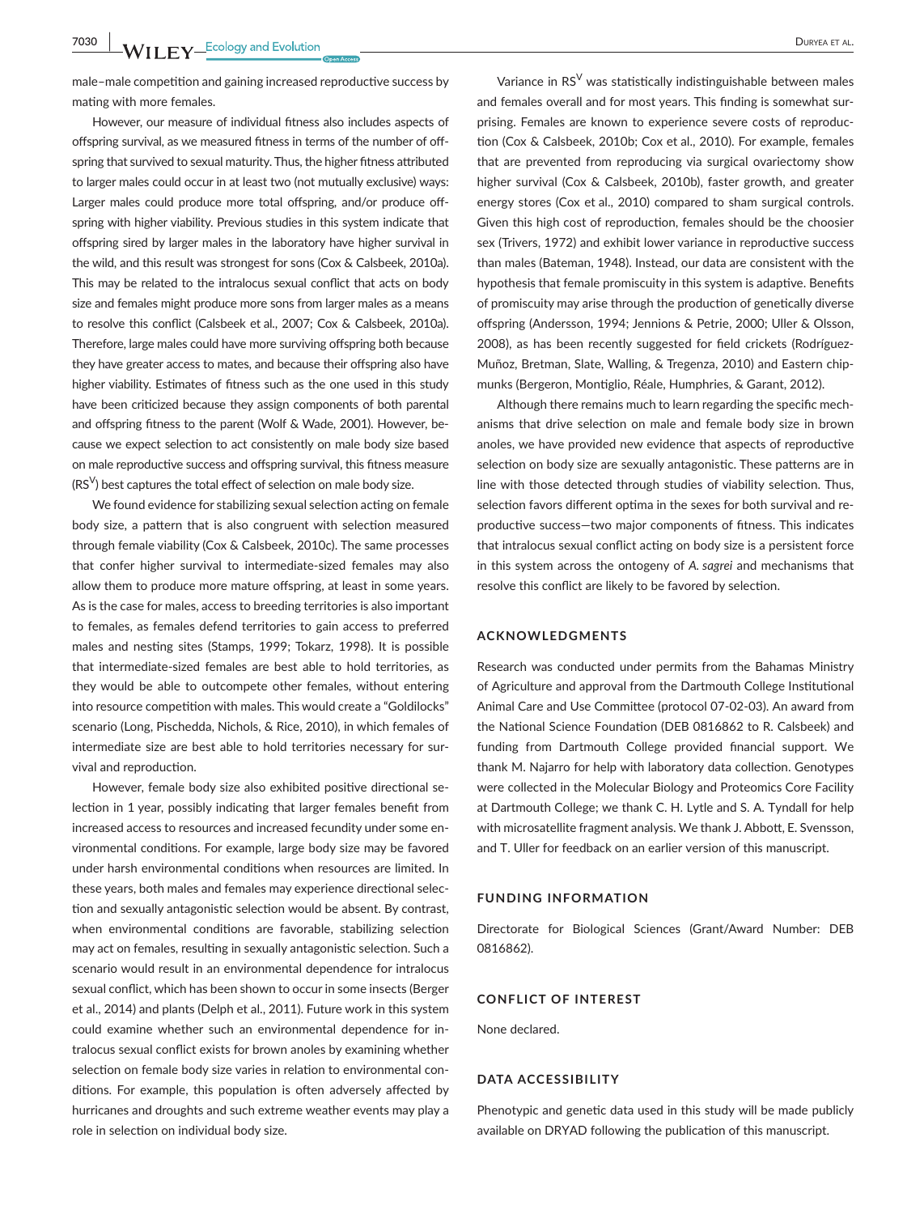male–male competition and gaining increased reproductive success by mating with more females.

However, our measure of individual fitness also includes aspects of offspring survival, as we measured fitness in terms of the number of offspring that survived to sexual maturity. Thus, the higher fitness attributed to larger males could occur in at least two (not mutually exclusive) ways: Larger males could produce more total offspring, and/or produce offspring with higher viability. Previous studies in this system indicate that offspring sired by larger males in the laboratory have higher survival in the wild, and this result was strongest for sons (Cox & Calsbeek, 2010a). This may be related to the intralocus sexual conflict that acts on body size and females might produce more sons from larger males as a means to resolve this conflict (Calsbeek et al., 2007; Cox & Calsbeek, 2010a). Therefore, large males could have more surviving offspring both because they have greater access to mates, and because their offspring also have higher viability. Estimates of fitness such as the one used in this study have been criticized because they assign components of both parental and offspring fitness to the parent (Wolf & Wade, 2001). However, because we expect selection to act consistently on male body size based on male reproductive success and offspring survival, this fitness measure ($RS^V$) best captures the total effect of selection on male body size.

We found evidence for stabilizing sexual selection acting on female body size, a pattern that is also congruent with selection measured through female viability (Cox & Calsbeek, 2010c). The same processes that confer higher survival to intermediate-sized females may also allow them to produce more mature offspring, at least in some years. As is the case for males, access to breeding territories is also important to females, as females defend territories to gain access to preferred males and nesting sites (Stamps, 1999; Tokarz, 1998). It is possible that intermediate-sized females are best able to hold territories, as they would be able to outcompete other females, without entering into resource competition with males. This would create a "Goldilocks" scenario (Long, Pischedda, Nichols, & Rice, 2010), in which females of intermediate size are best able to hold territories necessary for survival and reproduction.

However, female body size also exhibited positive directional selection in 1 year, possibly indicating that larger females benefit from increased access to resources and increased fecundity under some environmental conditions. For example, large body size may be favored under harsh environmental conditions when resources are limited. In these years, both males and females may experience directional selection and sexually antagonistic selection would be absent. By contrast, when environmental conditions are favorable, stabilizing selection may act on females, resulting in sexually antagonistic selection. Such a scenario would result in an environmental dependence for intralocus sexual conflict, which has been shown to occur in some insects (Berger et al., 2014) and plants (Delph et al., 2011). Future work in this system could examine whether such an environmental dependence for intralocus sexual conflict exists for brown anoles by examining whether selection on female body size varies in relation to environmental conditions. For example, this population is often adversely affected by hurricanes and droughts and such extreme weather events may play a role in selection on individual body size.

Variance in $RS^V$ was statistically indistinguishable between males and females overall and for most years. This finding is somewhat surprising. Females are known to experience severe costs of reproduction (Cox & Calsbeek, 2010b; Cox et al., 2010). For example, females that are prevented from reproducing via surgical ovariectomy show higher survival (Cox & Calsbeek, 2010b), faster growth, and greater energy stores (Cox et al., 2010) compared to sham surgical controls. Given this high cost of reproduction, females should be the choosier sex (Trivers, 1972) and exhibit lower variance in reproductive success than males (Bateman, 1948). Instead, our data are consistent with the hypothesis that female promiscuity in this system is adaptive. Benefits of promiscuity may arise through the production of genetically diverse offspring (Andersson, 1994; Jennions & Petrie, 2000; Uller & Olsson, 2008), as has been recently suggested for field crickets (Rodríguez-Muñoz, Bretman, Slate, Walling, & Tregenza, 2010) and Eastern chipmunks (Bergeron, Montiglio, Réale, Humphries, & Garant, 2012).

Although there remains much to learn regarding the specific mechanisms that drive selection on male and female body size in brown anoles, we have provided new evidence that aspects of reproductive selection on body size are sexually antagonistic. These patterns are in line with those detected through studies of viability selection. Thus, selection favors different optima in the sexes for both survival and reproductive success—two major components of fitness. This indicates that intralocus sexual conflict acting on body size is a persistent force in this system across the ontogeny of *A. sagrei* and mechanisms that resolve this conflict are likely to be favored by selection.

## ACKNOWLEDGMENTS

Research was conducted under permits from the Bahamas Ministry of Agriculture and approval from the Dartmouth College Institutional Animal Care and Use Committee (protocol 07-02-03). An award from the National Science Foundation (DEB 0816862 to R. Calsbeek) and funding from Dartmouth College provided financial support. We thank M. Najarro for help with laboratory data collection. Genotypes were collected in the Molecular Biology and Proteomics Core Facility at Dartmouth College; we thank C. H. Lytle and S. A. Tyndall for help with microsatellite fragment analysis. We thank J. Abbott, E. Svensson, and T. Uller for feedback on an earlier version of this manuscript.

## FUNDING INFORMATION

Directorate for Biological Sciences (Grant/Award Number: DEB 0816862).

## CONFLICT OF INTEREST

None declared.

## DATA ACCESSIBILITY

Phenotypic and genetic data used in this study will be made publicly available on DRYAD following the publication of this manuscript.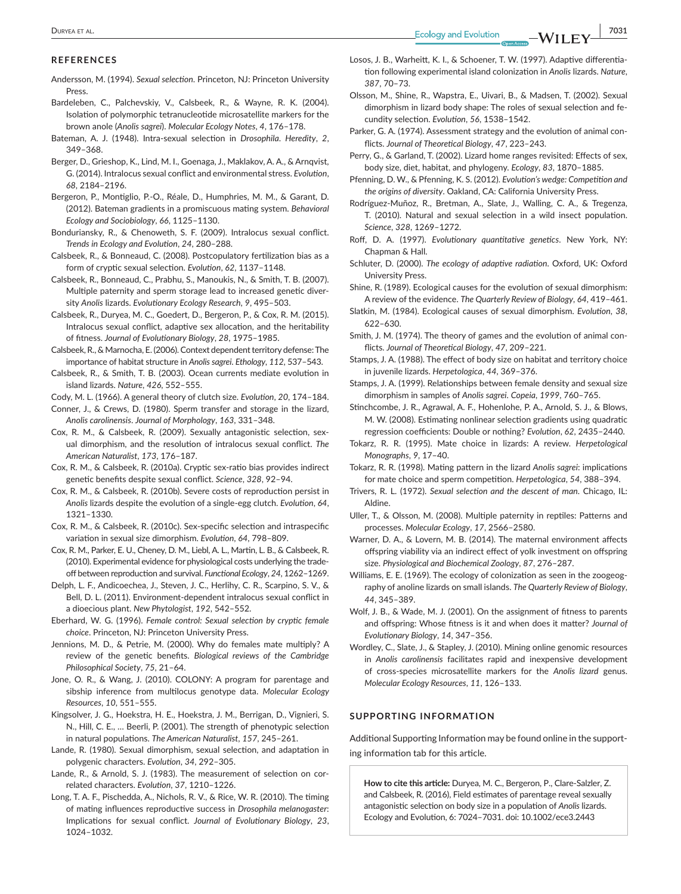## REFERENCES

Andersson, M. (1994). *Sexual selection*. Princeton, NJ: Princeton University Press.

Bardeleben, C., Palchevskiy, V., Calsbeek, R., & Wayne, R. K. (2004). Isolation of polymorphic tetranucleotide microsatellite markers for the brown anole (*Anolis sagrei*). *Molecular Ecology Notes*, *4*, 176–178.

Bateman, A. J. (1948). Intra-sexual selection in *Drosophila*. *Heredity*, *2*, 349–368.

Berger, D., Grieshop, K., Lind, M. I., Goenaga, J., Maklakov, A. A., & Arnqvist, G. (2014). Intralocus sexual conflict and environmental stress. *Evolution*, *68*, 2184–2196.

Bergeron, P., Montiglio, P.-O., Réale, D., Humphries, M. M., & Garant, D. (2012). Bateman gradients in a promiscuous mating system. *Behavioral Ecology and Sociobiology*, *66*, 1125–1130.

Bonduriansky, R., & Chenoweth, S. F. (2009). Intralocus sexual conflict. *Trends in Ecology and Evolution*, *24*, 280–288.

Calsbeek, R., & Bonneaud, C. (2008). Postcopulatory fertilization bias as a form of cryptic sexual selection. *Evolution*, *62*, 1137–1148.

Calsbeek, R., Bonneaud, C., Prabhu, S., Manoukis, N., & Smith, T. B. (2007). Multiple paternity and sperm storage lead to increased genetic diversity *Anolis* lizards. *Evolutionary Ecology Research*, *9*, 495–503.

Calsbeek, R., Duryea, M. C., Goedert, D., Bergeron, P., & Cox, R. M. (2015). Intralocus sexual conflict, adaptive sex allocation, and the heritability of fitness. *Journal of Evolutionary Biology*, *28*, 1975–1985.

Calsbeek, R., & Marnocha, E. (2006). Context dependent territory defense: The importance of habitat structure in *Anolis sagrei*. *Ethology*, *112*, 537–543.

Calsbeek, R., & Smith, T. B. (2003). Ocean currents mediate evolution in island lizards. *Nature*, *426*, 552–555.

Cody, M. L. (1966). A general theory of clutch size. *Evolution*, *20*, 174–184.

Conner, J., & Crews, D. (1980). Sperm transfer and storage in the lizard, *Anolis carolinensis*. *Journal of Morphology*, *163*, 331–348.

Cox, R. M., & Calsbeek, R. (2009). Sexually antagonistic selection, sexual dimorphism, and the resolution of intralocus sexual conflict. *The American Naturalist*, *173*, 176–187.

Cox, R. M., & Calsbeek, R. (2010a). Cryptic sex-ratio bias provides indirect genetic benefits despite sexual conflict. *Science*, *328*, 92–94.

Cox, R. M., & Calsbeek, R. (2010b). Severe costs of reproduction persist in *Anolis* lizards despite the evolution of a single-egg clutch. *Evolution*, *64*, 1321–1330.

Cox, R. M., & Calsbeek, R. (2010c). Sex-specific selection and intraspecific variation in sexual size dimorphism. *Evolution*, *64*, 798–809.

Cox, R. M., Parker, E. U., Cheney, D. M., Liebl, A. L., Martin, L. B., & Calsbeek, R. (2010). Experimental evidence for physiological costs underlying the trade-off between reproduction and survival. *Functional Ecology*, *24*, 1262–1269.

Delph, L. F., Andicoechea, J., Steven, J. C., Herlihy, C. R., Scarpino, S. V., & Bell, D. L. (2011). Environment-dependent intralocus sexual conflict in a dioecious plant. *New Phytologist*, *192*, 542–552.

Eberhard, W. G. (1996). *Female control: Sexual selection by cryptic female choice*. Princeton, NJ: Princeton University Press.

Jennions, M. D., & Petrie, M. (2000). Why do females mate multiply? A review of the genetic benefits. *Biological reviews of the Cambridge Philosophical Society*, *75*, 21–64.

Jone, O. R., & Wang, J. (2010). COLONY: A program for parentage and sibship inference from multilocus genotype data. *Molecular Ecology Resources*, *10*, 551–555.

Kingsolver, J. G., Hoekstra, H. E., Hoekstra, J. M., Berrigan, D., Vignieri, S. N., Hill, C. E., … Beerli, P. (2001). The strength of phenotypic selection in natural populations. *The American Naturalist*, *157*, 245–261.

Lande, R. (1980). Sexual dimorphism, sexual selection, and adaptation in polygenic characters. *Evolution*, *34*, 292–305.

Lande, R., & Arnold, S. J. (1983). The measurement of selection on correlated characters. *Evolution*, *37*, 1210–1226.

Long, T. A. F., Pischedda, A., Nichols, R. V., & Rice, W. R. (2010). The timing of mating influences reproductive success in *Drosophila melanogaster*: Implications for sexual conflict. *Journal of Evolutionary Biology*, *23*, 1024–1032.

Losos, J. B., Warheitt, K. I., & Schoener, T. W. (1997). Adaptive differentiation following experimental island colonization in *Anolis* lizards. *Nature*, *387*, 70–73.

Olsson, M., Shine, R., Wapstra, E., Uivari, B., & Madsen, T. (2002). Sexual dimorphism in lizard body shape: The roles of sexual selection and fecundity selection. *Evolution*, *56*, 1538–1542.

Parker, G. A. (1974). Assessment strategy and the evolution of animal conflicts. *Journal of Theoretical Biology*, *47*, 223–243.

Perry, G., & Garland, T. (2002). Lizard home ranges revisited: Effects of sex, body size, diet, habitat, and phylogeny. *Ecology*, *83*, 1870–1885.

Pfenning, D. W., & Pfenning, K. S. (2012). *Evolution's wedge: Competition and the origins of diversity*. Oakland, CA: California University Press.

Rodríguez-Muñoz, R., Bretman, A., Slate, J., Walling, C. A., & Tregenza, T. (2010). Natural and sexual selection in a wild insect population. *Science*, *328*, 1269–1272.

Roff, D. A. (1997). *Evolutionary quantitative genetics*. New York, NY: Chapman & Hall.

Schluter, D. (2000). *The ecology of adaptive radiation*. Oxford, UK: Oxford University Press.

Shine, R. (1989). Ecological causes for the evolution of sexual dimorphism: A review of the evidence. *The Quarterly Review of Biology*, *64*, 419–461.

Slatkin, M. (1984). Ecological causes of sexual dimorphism. *Evolution*, *38*, 622–630.

Smith, J. M. (1974). The theory of games and the evolution of animal conflicts. *Journal of Theoretical Biology*, *47*, 209–221.

Stamps, J. A. (1988). The effect of body size on habitat and territory choice in juvenile lizards. *Herpetologica*, *44*, 369–376.

Stamps, J. A. (1999). Relationships between female density and sexual size dimorphism in samples of *Anolis sagrei*. *Copeia*, *1999*, 760–765.

Stinchcombe, J. R., Agrawal, A. F., Hohenlohe, P. A., Arnold, S. J., & Blows, M. W. (2008). Estimating nonlinear selection gradients using quadratic regression coefficients: Double or nothing? *Evolution*, *62*, 2435–2440.

Tokarz, R. R. (1995). Mate choice in lizards: A review. *Herpetological Monographs*, *9*, 17–40.

Tokarz, R. R. (1998). Mating pattern in the lizard *Anolis sagrei*: implications for mate choice and sperm competition. *Herpetologica*, *54*, 388–394.

Trivers, R. L. (1972). *Sexual selection and the descent of man*. Chicago, IL: Aldine.

Uller, T., & Olsson, M. (2008). Multiple paternity in reptiles: Patterns and processes. *Molecular Ecology*, *17*, 2566–2580.

Warner, D. A., & Lovern, M. B. (2014). The maternal environment affects offspring viability via an indirect effect of yolk investment on offspring size. *Physiological and Biochemical Zoology*, *87*, 276–287.

Williams, E. E. (1969). The ecology of colonization as seen in the zoogeography of anoline lizards on small islands. *The Quarterly Review of Biology*, *44*, 345–389.

Wolf, J. B., & Wade, M. J. (2001). On the assignment of fitness to parents and offspring: Whose fitness is it and when does it matter? *Journal of Evolutionary Biology*, *14*, 347–356.

Wordley, C., Slate, J., & Stapley, J. (2010). Mining online genomic resources in *Anolis carolinensis* facilitates rapid and inexpensive development of cross-species microsatellite markers for the *Anolis lizard* genus. *Molecular Ecology Resources*, *11*, 126–133.

## SUPPORTING INFORMATION

Additional Supporting Information may be found online in the supporting information tab for this article.

**How to cite this article:** Duryea, M. C., Bergeron, P., Clare-Salzler, Z. and Calsbeek, R. (2016), Field estimates of parentage reveal sexually antagonistic selection on body size in a population of *Anolis* lizards. Ecology and Evolution, 6: 7024–7031. doi: 10.1002/ece3.2443